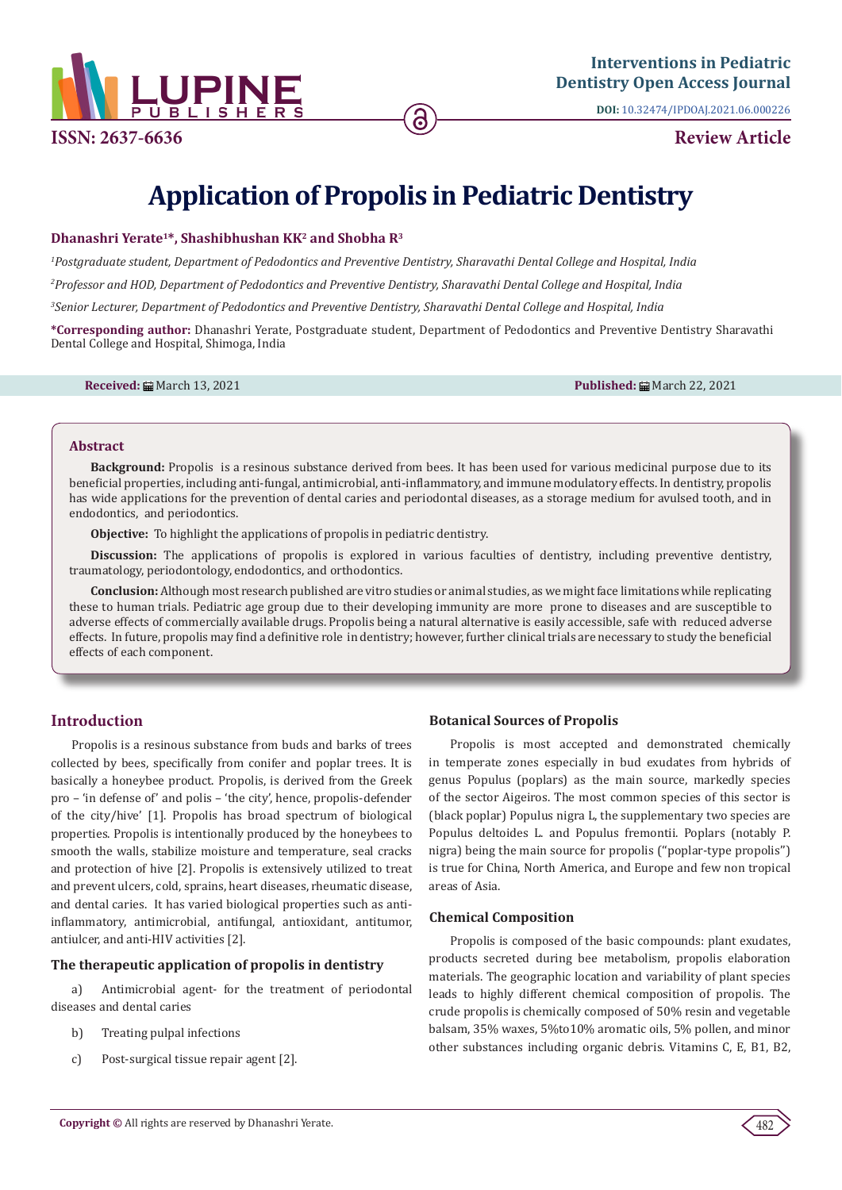# Application of Propolis in Pediatric Dentistry

**Dhanashri Yerate[1]*, Shashibhushan KK[2] and Shobha R[3]**

[1]*Postgraduate student, Department of Pedodontics and Preventive Dentistry, Sharavathi Dental College and Hospital, India*

[2]*Professor and HOD, Department of Pedodontics and Preventive Dentistry, Sharavathi Dental College and Hospital, India*

[3]*Senior Lecturer, Department of Pedodontics and Preventive Dentistry, Sharavathi Dental College and Hospital, India*

**\*Corresponding author:** Dhanashri Yerate, Postgraduate student, Department of Pedodontics and Preventive Dentistry Sharavathi Dental College and Hospital, Shimoga, India

**Received:** March 13, 2021 **Published:** March 22, 2021

## Abstract

**Background:** Propolis is a resinous substance derived from bees. It has been used for various medicinal purpose due to its beneficial properties, including anti-fungal, antimicrobial, anti-inflammatory, and immune modulatory effects. In dentistry, propolis has wide applications for the prevention of dental caries and periodontal diseases, as a storage medium for avulsed tooth, and in endodontics, and periodontics.

**Objective:** To highlight the applications of propolis in pediatric dentistry.

**Discussion:** The applications of propolis is explored in various faculties of dentistry, including preventive dentistry, traumatology, periodontology, endodontics, and orthodontics.

**Conclusion:** Although most research published are vitro studies or animal studies, as we might face limitations while replicating these to human trials. Pediatric age group due to their developing immunity are more prone to diseases and are susceptible to adverse effects of commercially available drugs. Propolis being a natural alternative is easily accessible, safe with reduced adverse effects. In future, propolis may find a definitive role in dentistry; however, further clinical trials are necessary to study the beneficial effects of each component.

## Introduction

Propolis is a resinous substance from buds and barks of trees collected by bees, specifically from conifer and poplar trees. It is basically a honeybee product. Propolis, is derived from the Greek pro – 'in defense of' and polis – 'the city', hence, propolis-defender of the city/hive' [1]. Propolis has broad spectrum of biological properties. Propolis is intentionally produced by the honeybees to smooth the walls, stabilize moisture and temperature, seal cracks and protection of hive [2]. Propolis is extensively utilized to treat and prevent ulcers, cold, sprains, heart diseases, rheumatic disease, and dental caries. It has varied biological properties such as anti-inflammatory, antimicrobial, antifungal, antioxidant, antitumor, antiulcer, and anti-HIV activities [2].

### The therapeutic application of propolis in dentistry

a) Antimicrobial agent- for the treatment of periodontal diseases and dental caries

b) Treating pulpal infections

c) Post-surgical tissue repair agent [2].

### Botanical Sources of Propolis

Propolis is most accepted and demonstrated chemically in temperate zones especially in bud exudates from hybrids of genus Populus (poplars) as the main source, markedly species of the sector Aigeiros. The most common species of this sector is (black poplar) Populus nigra L, the supplementary two species are Populus deltoides L. and Populus fremontii. Poplars (notably P. nigra) being the main source for propolis ("poplar-type propolis") is true for China, North America, and Europe and few non tropical areas of Asia.

### Chemical Composition

Propolis is composed of the basic compounds: plant exudates, products secreted during bee metabolism, propolis elaboration materials. The geographic location and variability of plant species leads to highly different chemical composition of propolis. The crude propolis is chemically composed of 50% resin and vegetable balsam, 35% waxes, 5%to10% aromatic oils, 5% pollen, and minor other substances including organic debris. Vitamins C, E, B1, B2,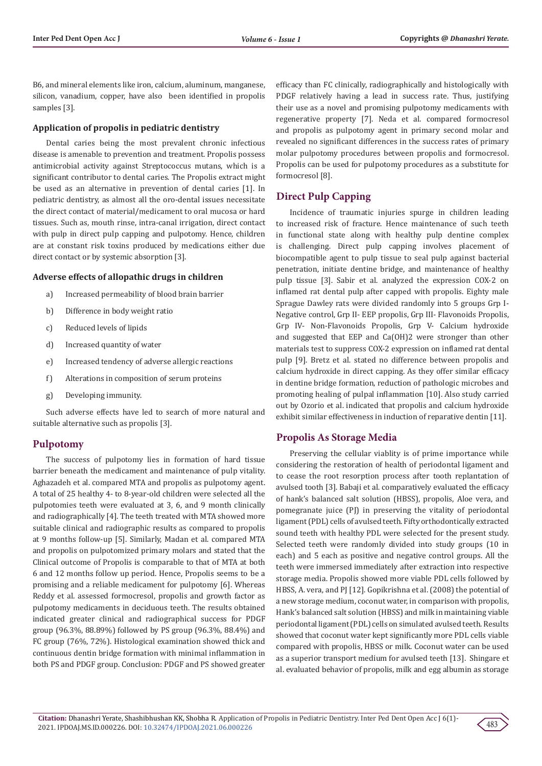B6, and mineral elements like iron, calcium, aluminum, manganese, silicon, vanadium, copper, have also been identified in propolis samples [3].

### Application of propolis in pediatric dentistry

Dental caries being the most prevalent chronic infectious disease is amenable to prevention and treatment. Propolis possess antimicrobial activity against Streptococcus mutans, which is a significant contributor to dental caries. The Propolis extract might be used as an alternative in prevention of dental caries [1]. In pediatric dentistry, as almost all the oro-dental issues necessitate the direct contact of material/medicament to oral mucosa or hard tissues. Such as, mouth rinse, intra-canal irrigation, direct contact with pulp in direct pulp capping and pulpotomy. Hence, children are at constant risk toxins produced by medications either due direct contact or by systemic absorption [3].

### Adverse effects of allopathic drugs in children

a) Increased permeability of blood brain barrier

b) Difference in body weight ratio

c) Reduced levels of lipids

d) Increased quantity of water

e) Increased tendency of adverse allergic reactions

f) Alterations in composition of serum proteins

g) Developing immunity.

Such adverse effects have led to search of more natural and suitable alternative such as propolis [3].

## Pulpotomy

The success of pulpotomy lies in formation of hard tissue barrier beneath the medicament and maintenance of pulp vitality. Aghazadeh et al. compared MTA and propolis as pulpotomy agent. A total of 25 healthy 4- to 8-year-old children were selected all the pulpotomies teeth were evaluated at 3, 6, and 9 month clinically and radiographically [4]. The teeth treated with MTA showed more suitable clinical and radiographic results as compared to propolis at 9 months follow-up [5]. Similarly, Madan et al. compared MTA and propolis on pulpotomized primary molars and stated that the Clinical outcome of Propolis is comparable to that of MTA at both 6 and 12 months follow up period. Hence, Propolis seems to be a promising and a reliable medicament for pulpotomy [6]. Whereas Reddy et al. assessed formocresol, propolis and growth factor as pulpotomy medicaments in deciduous teeth. The results obtained indicated greater clinical and radiographical success for PDGF group (96.3%, 88.89%) followed by PS group (96.3%, 88.4%) and FC group (76%, 72%). Histological examination showed thick and continuous dentin bridge formation with minimal inflammation in both PS and PDGF group. Conclusion: PDGF and PS showed greater efficacy than FC clinically, radiographically and histologically with PDGF relatively having a lead in success rate. Thus, justifying their use as a novel and promising pulpotomy medicaments with regenerative property [7]. Neda et al. compared formocresol and propolis as pulpotomy agent in primary second molar and revealed no significant differences in the success rates of primary molar pulpotomy procedures between propolis and formocresol. Propolis can be used for pulpotomy procedures as a substitute for formocresol [8].

## Direct Pulp Capping

Incidence of traumatic injuries spurge in children leading to increased risk of fracture. Hence maintenance of such teeth in functional state along with healthy pulp dentine complex is challenging. Direct pulp capping involves placement of biocompatible agent to pulp tissue to seal pulp against bacterial penetration, initiate dentine bridge, and maintenance of healthy pulp tissue [3]. Sabir et al. analyzed the expression COX-2 on inflamed rat dental pulp after capped with propolis. Eighty male Sprague Dawley rats were divided randomly into 5 groups Grp I- Negative control, Grp II- EEP propolis, Grp III- Flavonoids Propolis, Grp IV- Non-Flavonoids Propolis, Grp V- Calcium hydroxide and suggested that EEP and $Ca(OH)_2$ were stronger than other materials test to suppress COX-2 expression on inflamed rat dental pulp [9]. Bretz et al. stated no difference between propolis and calcium hydroxide in direct capping. As they offer similar efficacy in dentine bridge formation, reduction of pathologic microbes and promoting healing of pulpal inflammation [10]. Also study carried out by Ozorio et al. indicated that propolis and calcium hydroxide exhibit similar effectiveness in induction of reparative dentin [11].

## Propolis As Storage Media

Preserving the cellular viablity is of prime importance while considering the restoration of health of periodontal ligament and to cease the root resorption process after tooth replantation of avulsed tooth [3]. Babaji et al. comparatively evaluated the efficacy of hank's balanced salt solution (HBSS), propolis, Aloe vera, and pomegranate juice (PJ) in preserving the vitality of periodontal ligament (PDL) cells of avulsed teeth. Fifty orthodontically extracted sound teeth with healthy PDL were selected for the present study. Selected teeth were randomly divided into study groups (10 in each) and 5 each as positive and negative control groups. All the teeth were immersed immediately after extraction into respective storage media. Propolis showed more viable PDL cells followed by HBSS, A. vera, and PJ [12]. Gopikrishna et al. (2008) the potential of a new storage medium, coconut water, in comparison with propolis, Hank's balanced salt solution (HBSS) and milk in maintaining viable periodontal ligament (PDL) cells on simulated avulsed teeth. Results showed that coconut water kept significantly more PDL cells viable compared with propolis, HBSS or milk. Coconut water can be used as a superior transport medium for avulsed teeth [13]. Shingare et al. evaluated behavior of propolis, milk and egg albumin as storage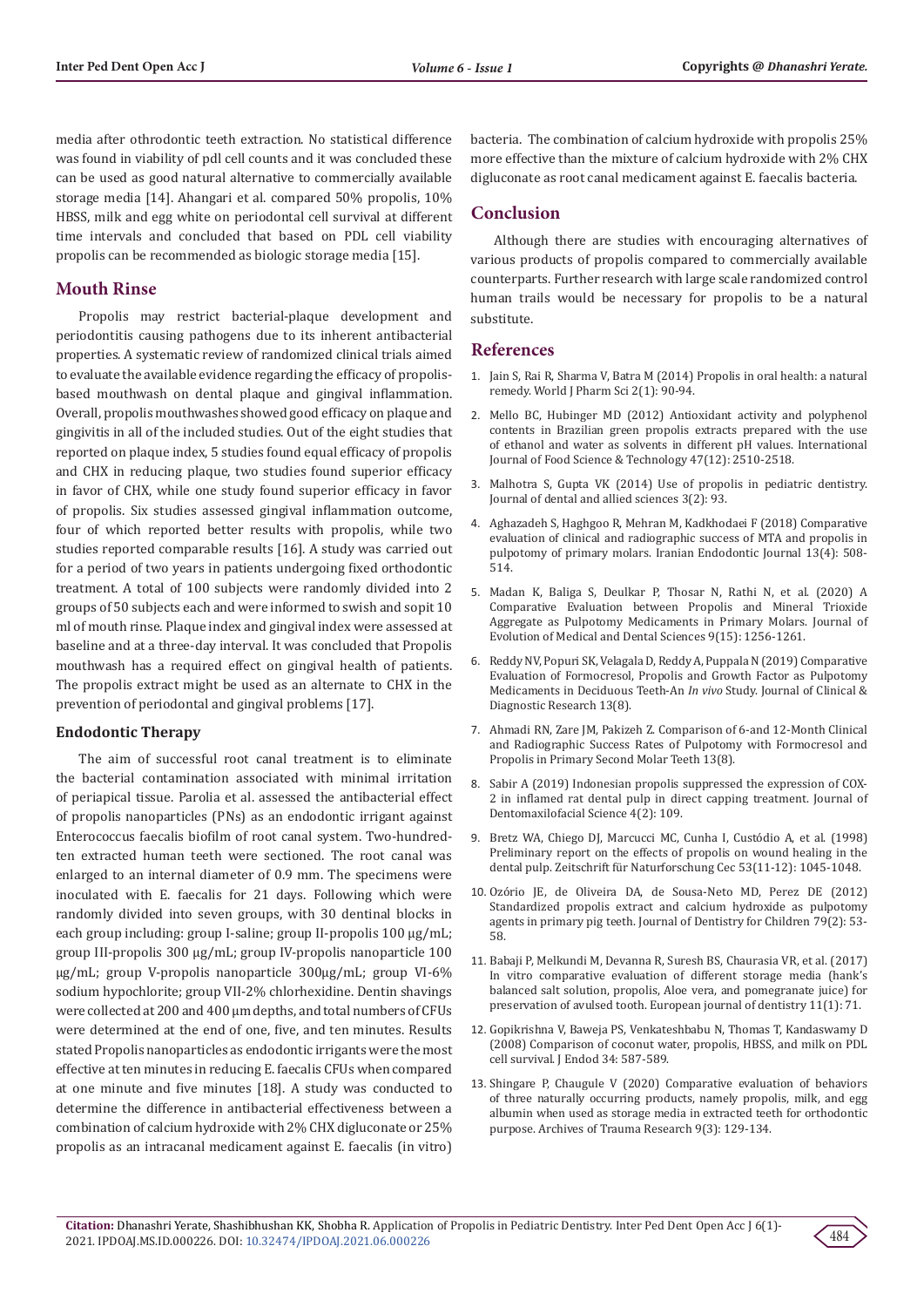media after othrodontic teeth extraction. No statistical difference was found in viability of pdl cell counts and it was concluded these can be used as good natural alternative to commercially available storage media [14]. Ahangari et al. compared 50% propolis, 10% HBSS, milk and egg white on periodontal cell survival at different time intervals and concluded that based on PDL cell viability propolis can be recommended as biologic storage media [15].

## Mouth Rinse

Propolis may restrict bacterial-plaque development and periodontitis causing pathogens due to its inherent antibacterial properties. A systematic review of randomized clinical trials aimed to evaluate the available evidence regarding the efficacy of propolis-based mouthwash on dental plaque and gingival inflammation. Overall, propolis mouthwashes showed good efficacy on plaque and gingivitis in all of the included studies. Out of the eight studies that reported on plaque index, 5 studies found equal efficacy of propolis and CHX in reducing plaque, two studies found superior efficacy in favor of CHX, while one study found superior efficacy in favor of propolis. Six studies assessed gingival inflammation outcome, four of which reported better results with propolis, while two studies reported comparable results [16]. A study was carried out for a period of two years in patients undergoing fixed orthodontic treatment. A total of 100 subjects were randomly divided into 2 groups of 50 subjects each and were informed to swish and sopit 10 ml of mouth rinse. Plaque index and gingival index were assessed at baseline and at a three-day interval. It was concluded that Propolis mouthwash has a required effect on gingival health of patients. The propolis extract might be used as an alternate to CHX in the prevention of periodontal and gingival problems [17].

### Endodontic Therapy

The aim of successful root canal treatment is to eliminate the bacterial contamination associated with minimal irritation of periapical tissue. Parolia et al. assessed the antibacterial effect of propolis nanoparticles (PNs) as an endodontic irrigant against Enterococcus faecalis biofilm of root canal system. Two-hundred-ten extracted human teeth were sectioned. The root canal was enlarged to an internal diameter of 0.9 mm. The specimens were inoculated with E. faecalis for 21 days. Following which were randomly divided into seven groups, with 30 dentinal blocks in each group including: group I-saline; group II-propolis 100 µg/mL; group III-propolis 300 µg/mL; group IV-propolis nanoparticle 100 µg/mL; group V-propolis nanoparticle 300µg/mL; group VI-6% sodium hypochlorite; group VII-2% chlorhexidine. Dentin shavings were collected at 200 and 400 µm depths, and total numbers of CFUs were determined at the end of one, five, and ten minutes. Results stated Propolis nanoparticles as endodontic irrigants were the most effective at ten minutes in reducing E. faecalis CFUs when compared at one minute and five minutes [18]. A study was conducted to determine the difference in antibacterial effectiveness between a combination of calcium hydroxide with 2% CHX digluconate or 25% propolis as an intracanal medicament against E. faecalis (in vitro) bacteria. The combination of calcium hydroxide with propolis 25% more effective than the mixture of calcium hydroxide with 2% CHX digluconate as root canal medicament against E. faecalis bacteria.

## Conclusion

Although there are studies with encouraging alternatives of various products of propolis compared to commercially available counterparts. Further research with large scale randomized control human trails would be necessary for propolis to be a natural substitute.

## References

1. Jain S, Rai R, Sharma V, Batra M (2014) Propolis in oral health: a natural remedy. World J Pharm Sci 2(1): 90-94.
2. Mello BC, Hubinger MD (2012) Antioxidant activity and polyphenol contents in Brazilian green propolis extracts prepared with the use of ethanol and water as solvents in different pH values. International Journal of Food Science & Technology 47(12): 2510-2518.
3. Malhotra S, Gupta VK (2014) Use of propolis in pediatric dentistry. Journal of dental and allied sciences 3(2): 93.
4. Aghazadeh S, Haghgoo R, Mehran M, Kadkhodaei F (2018) Comparative evaluation of clinical and radiographic success of MTA and propolis in pulpotomy of primary molars. Iranian Endodontic Journal 13(4): 508-514.
5. Madan K, Baliga S, Deulkar P, Thosar N, Rathi N, et al. (2020) A Comparative Evaluation between Propolis and Mineral Trioxide Aggregate as Pulpotomy Medicaments in Primary Molars. Journal of Evolution of Medical and Dental Sciences 9(15): 1256-1261.
6. Reddy NV, Popuri SK, Velagala D, Reddy A, Puppala N (2019) Comparative Evaluation of Formocresol, Propolis and Growth Factor as Pulpotomy Medicaments in Deciduous Teeth-An *In vivo* Study. Journal of Clinical & Diagnostic Research 13(8).
7. Ahmadi RN, Zare JM, Pakizeh Z. Comparison of 6-and 12-Month Clinical and Radiographic Success Rates of Pulpotomy with Formocresol and Propolis in Primary Second Molar Teeth 13(8).
8. Sabir A (2019) Indonesian propolis suppressed the expression of COX-2 in inflamed rat dental pulp in direct capping treatment. Journal of Dentomaxilofacial Science 4(2): 109.
9. Bretz WA, Chiego DJ, Marcucci MC, Cunha I, Custódio A, et al. (1998) Preliminary report on the effects of propolis on wound healing in the dental pulp. Zeitschrift für Naturforschung Cec 53(11-12): 1045-1048.
10. Ozório JE, de Oliveira DA, de Sousa-Neto MD, Perez DE (2012) Standardized propolis extract and calcium hydroxide as pulpotomy agents in primary pig teeth. Journal of Dentistry for Children 79(2): 53-58.
11. Babaji P, Melkundi M, Devanna R, Suresh BS, Chaurasia VR, et al. (2017) In vitro comparative evaluation of different storage media (hank's balanced salt solution, propolis, Aloe vera, and pomegranate juice) for preservation of avulsed tooth. European journal of dentistry 11(1): 71.
12. Gopikrishna V, Baweja PS, Venkateshbabu N, Thomas T, Kandaswamy D (2008) Comparison of coconut water, propolis, HBSS, and milk on PDL cell survival. J Endod 34: 587-589.
13. Shingare P, Chaugule V (2020) Comparative evaluation of behaviors of three naturally occurring products, namely propolis, milk, and egg albumin when used as storage media in extracted teeth for orthodontic purpose. Archives of Trauma Research 9(3): 129-134.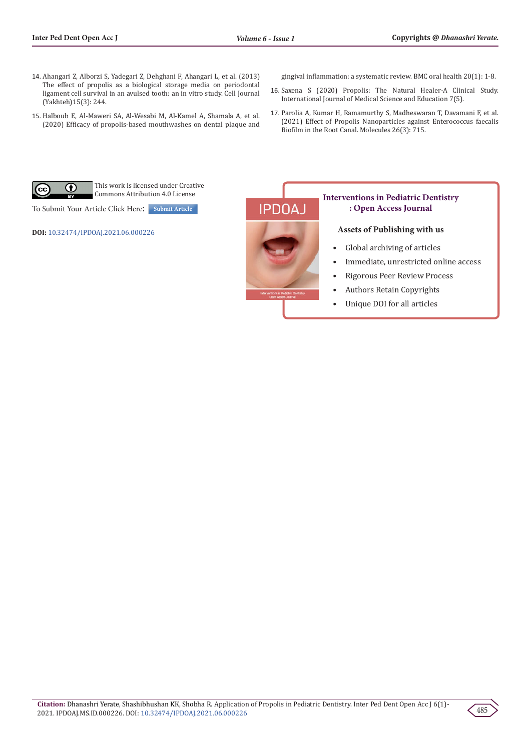14. Ahangari Z, Alborzi S, Yadegari Z, Dehghani F, Ahangari L, et al. (2013) The effect of propolis as a biological storage media on periodontal ligament cell survival in an avulsed tooth: an in vitro study. Cell Journal (Yakhteh)15(3): 244.

15. Halboub E, Al-Maweri SA, Al-Wesabi M, Al-Kamel A, Shamala A, et al. (2020) Efficacy of propolis-based mouthwashes on dental plaque and gingival inflammation: a systematic review. BMC oral health 20(1): 1-8.

16. Saxena S (2020) Propolis: The Natural Healer-A Clinical Study. International Journal of Medical Science and Education 7(5).

17. Parolia A, Kumar H, Ramamurthy S, Madheswaran T, Davamani F, et al. (2021) Effect of Propolis Nanoparticles against Enterococcus faecalis Biofilm in the Root Canal. Molecules 26(3): 715.

This work is licensed under Creative Commons Attribution 4.0 License

To Submit Your Article Click Here: Submit Article

**DOI:** 10.32474/IPDOAJ.2021.06.000226

IPDOAJ

**Interventions in Pediatric Dentistry : Open Access Journal**

**Assets of Publishing with us**

- Global archiving of articles
- Immediate, unrestricted online access
- Rigorous Peer Review Process
- Authors Retain Copyrights
- Unique DOI for all articles

**Citation:** Dhanashri Yerate, Shashibhushan KK, Shobha R. Application of Propolis in Pediatric Dentistry. Inter Ped Dent Open Acc J 6(1)-2021. IPDOAJ.MS.ID.000226. DOI: 10.32474/IPDOAJ.2021.06.000226